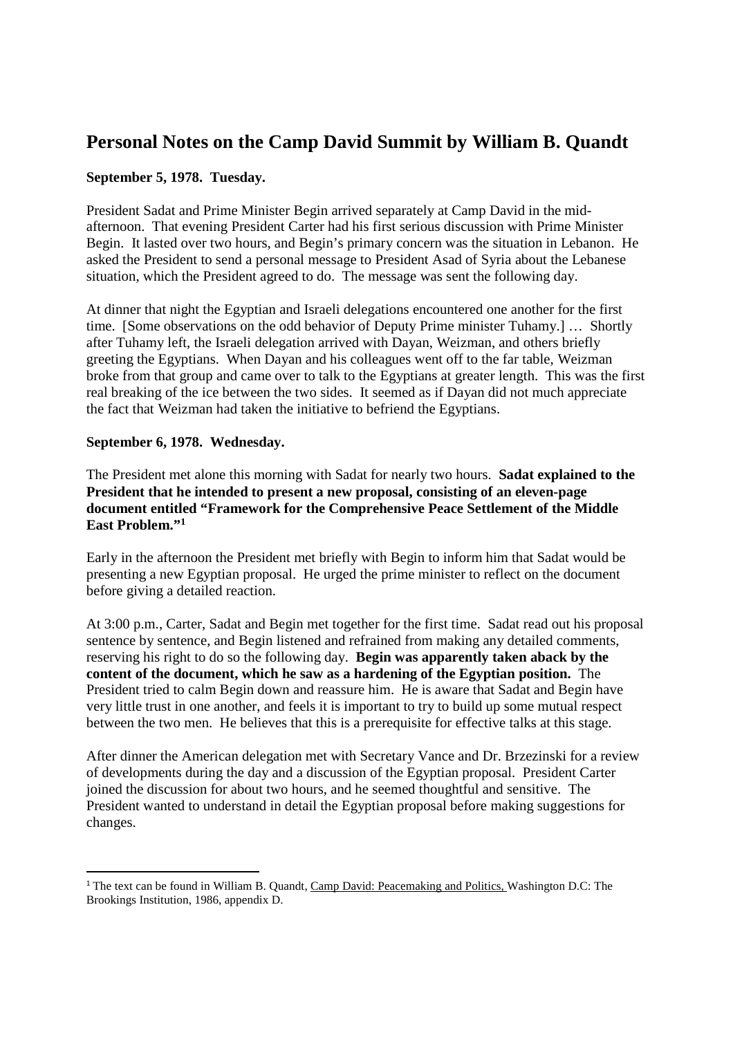# Personal Notes on the Camp David Summit by William B. Quandt

**September 5, 1978. Tuesday.**

President Sadat and Prime Minister Begin arrived separately at Camp David in the mid-afternoon. That evening President Carter had his first serious discussion with Prime Minister Begin. It lasted over two hours, and Begin's primary concern was the situation in Lebanon. He asked the President to send a personal message to President Asad of Syria about the Lebanese situation, which the President agreed to do. The message was sent the following day.

At dinner that night the Egyptian and Israeli delegations encountered one another for the first time. [Some observations on the odd behavior of Deputy Prime minister Tuhamy.] … Shortly after Tuhamy left, the Israeli delegation arrived with Dayan, Weizman, and others briefly greeting the Egyptians. When Dayan and his colleagues went off to the far table, Weizman broke from that group and came over to talk to the Egyptians at greater length. This was the first real breaking of the ice between the two sides. It seemed as if Dayan did not much appreciate the fact that Weizman had taken the initiative to befriend the Egyptians.

**September 6, 1978. Wednesday.**

The President met alone this morning with Sadat for nearly two hours. **Sadat explained to the President that he intended to present a new proposal, consisting of an eleven-page document entitled "Framework for the Comprehensive Peace Settlement of the Middle East Problem."[1]**

Early in the afternoon the President met briefly with Begin to inform him that Sadat would be presenting a new Egyptian proposal. He urged the prime minister to reflect on the document before giving a detailed reaction.

At 3:00 p.m., Carter, Sadat and Begin met together for the first time. Sadat read out his proposal sentence by sentence, and Begin listened and refrained from making any detailed comments, reserving his right to do so the following day. **Begin was apparently taken aback by the content of the document, which he saw as a hardening of the Egyptian position.** The President tried to calm Begin down and reassure him. He is aware that Sadat and Begin have very little trust in one another, and feels it is important to try to build up some mutual respect between the two men. He believes that this is a prerequisite for effective talks at this stage.

After dinner the American delegation met with Secretary Vance and Dr. Brzezinski for a review of developments during the day and a discussion of the Egyptian proposal. President Carter joined the discussion for about two hours, and he seemed thoughtful and sensitive. The President wanted to understand in detail the Egyptian proposal before making suggestions for changes.

---

[1] The text can be found in William B. Quandt, Camp David: Peacemaking and Politics, Washington D.C: The Brookings Institution, 1986, appendix D.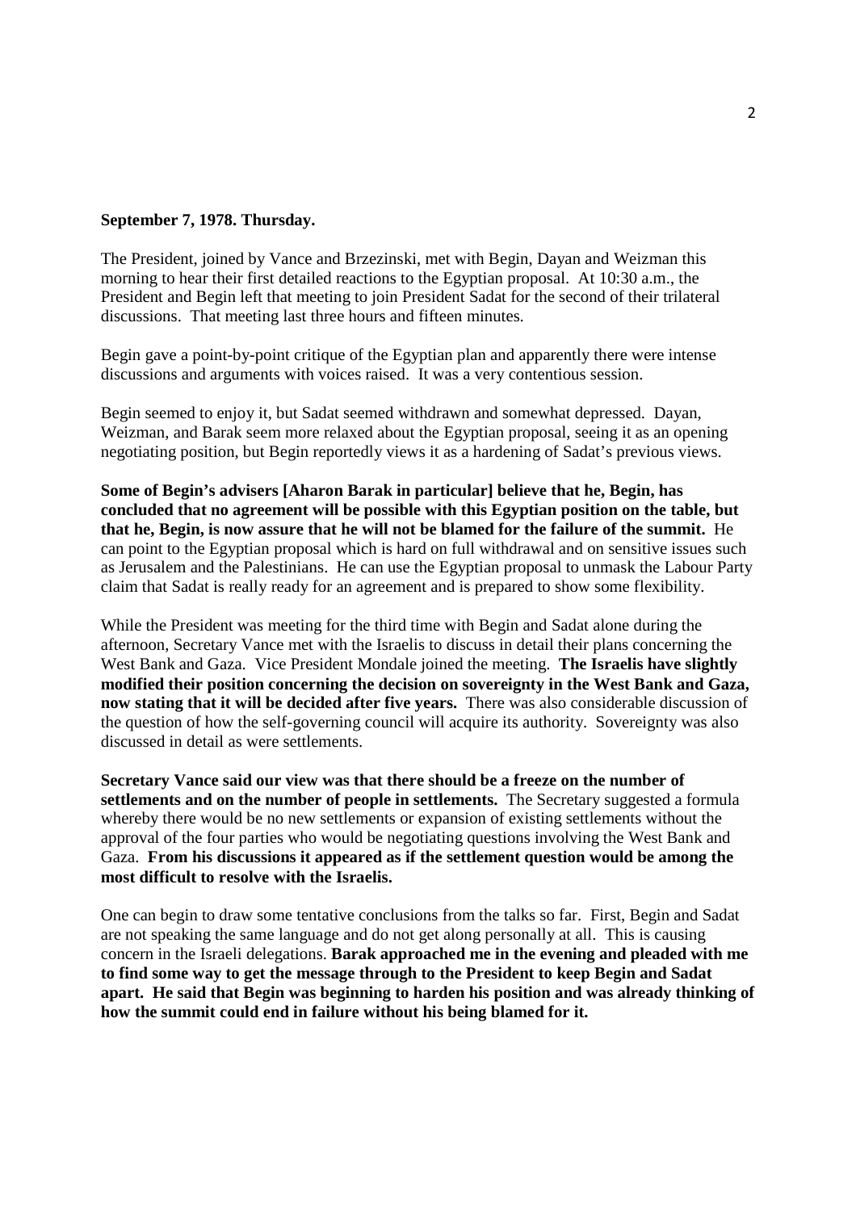**September 7, 1978. Thursday.**

The President, joined by Vance and Brzezinski, met with Begin, Dayan and Weizman this morning to hear their first detailed reactions to the Egyptian proposal. At 10:30 a.m., the President and Begin left that meeting to join President Sadat for the second of their trilateral discussions. That meeting last three hours and fifteen minutes.

Begin gave a point-by-point critique of the Egyptian plan and apparently there were intense discussions and arguments with voices raised. It was a very contentious session.

Begin seemed to enjoy it, but Sadat seemed withdrawn and somewhat depressed. Dayan, Weizman, and Barak seem more relaxed about the Egyptian proposal, seeing it as an opening negotiating position, but Begin reportedly views it as a hardening of Sadat's previous views.

**Some of Begin's advisers [Aharon Barak in particular] believe that he, Begin, has concluded that no agreement will be possible with this Egyptian position on the table, but that he, Begin, is now assure that he will not be blamed for the failure of the summit.** He can point to the Egyptian proposal which is hard on full withdrawal and on sensitive issues such as Jerusalem and the Palestinians. He can use the Egyptian proposal to unmask the Labour Party claim that Sadat is really ready for an agreement and is prepared to show some flexibility.

While the President was meeting for the third time with Begin and Sadat alone during the afternoon, Secretary Vance met with the Israelis to discuss in detail their plans concerning the West Bank and Gaza. Vice President Mondale joined the meeting. **The Israelis have slightly modified their position concerning the decision on sovereignty in the West Bank and Gaza, now stating that it will be decided after five years.** There was also considerable discussion of the question of how the self-governing council will acquire its authority. Sovereignty was also discussed in detail as were settlements.

**Secretary Vance said our view was that there should be a freeze on the number of settlements and on the number of people in settlements.** The Secretary suggested a formula whereby there would be no new settlements or expansion of existing settlements without the approval of the four parties who would be negotiating questions involving the West Bank and Gaza. **From his discussions it appeared as if the settlement question would be among the most difficult to resolve with the Israelis.**

One can begin to draw some tentative conclusions from the talks so far. First, Begin and Sadat are not speaking the same language and do not get along personally at all. This is causing concern in the Israeli delegations. **Barak approached me in the evening and pleaded with me to find some way to get the message through to the President to keep Begin and Sadat apart. He said that Begin was beginning to harden his position and was already thinking of how the summit could end in failure without his being blamed for it.**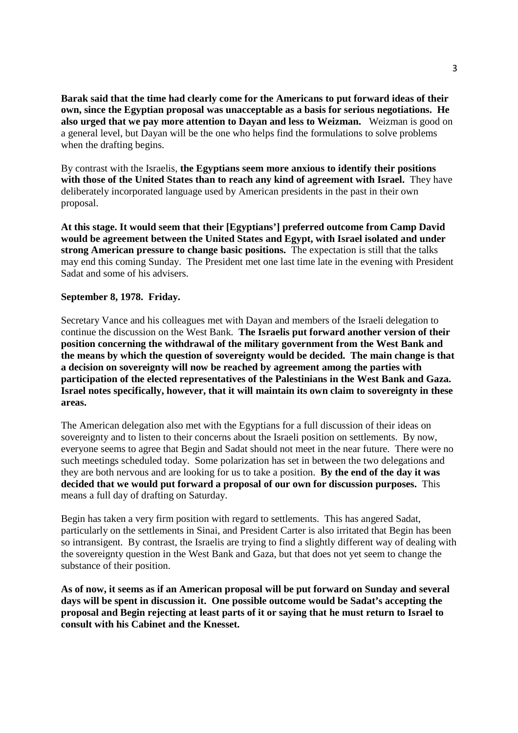**Barak said that the time had clearly come for the Americans to put forward ideas of their own, since the Egyptian proposal was unacceptable as a basis for serious negotiations. He also urged that we pay more attention to Dayan and less to Weizman.** Weizman is good on a general level, but Dayan will be the one who helps find the formulations to solve problems when the drafting begins.

By contrast with the Israelis, **the Egyptians seem more anxious to identify their positions with those of the United States than to reach any kind of agreement with Israel.** They have deliberately incorporated language used by American presidents in the past in their own proposal.

**At this stage. It would seem that their [Egyptians'] preferred outcome from Camp David would be agreement between the United States and Egypt, with Israel isolated and under strong American pressure to change basic positions.** The expectation is still that the talks may end this coming Sunday. The President met one last time late in the evening with President Sadat and some of his advisers.

**September 8, 1978. Friday.**

Secretary Vance and his colleagues met with Dayan and members of the Israeli delegation to continue the discussion on the West Bank. **The Israelis put forward another version of their position concerning the withdrawal of the military government from the West Bank and the means by which the question of sovereignty would be decided. The main change is that a decision on sovereignty will now be reached by agreement among the parties with participation of the elected representatives of the Palestinians in the West Bank and Gaza. Israel notes specifically, however, that it will maintain its own claim to sovereignty in these areas.**

The American delegation also met with the Egyptians for a full discussion of their ideas on sovereignty and to listen to their concerns about the Israeli position on settlements. By now, everyone seems to agree that Begin and Sadat should not meet in the near future. There were no such meetings scheduled today. Some polarization has set in between the two delegations and they are both nervous and are looking for us to take a position. **By the end of the day it was decided that we would put forward a proposal of our own for discussion purposes.** This means a full day of drafting on Saturday.

Begin has taken a very firm position with regard to settlements. This has angered Sadat, particularly on the settlements in Sinai, and President Carter is also irritated that Begin has been so intransigent. By contrast, the Israelis are trying to find a slightly different way of dealing with the sovereignty question in the West Bank and Gaza, but that does not yet seem to change the substance of their position.

**As of now, it seems as if an American proposal will be put forward on Sunday and several days will be spent in discussion it. One possible outcome would be Sadat's accepting the proposal and Begin rejecting at least parts of it or saying that he must return to Israel to consult with his Cabinet and the Knesset.**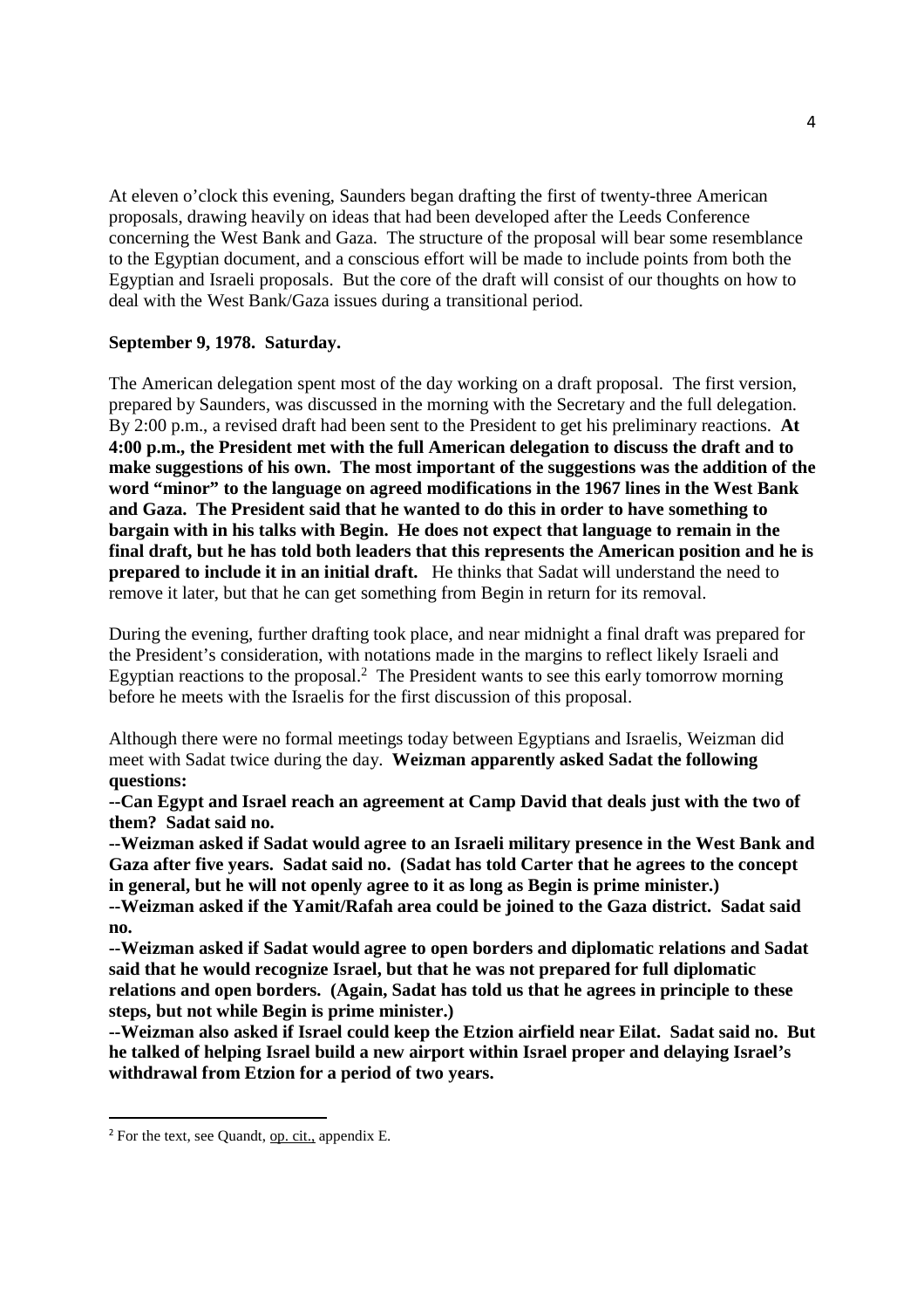At eleven o'clock this evening, Saunders began drafting the first of twenty-three American proposals, drawing heavily on ideas that had been developed after the Leeds Conference concerning the West Bank and Gaza. The structure of the proposal will bear some resemblance to the Egyptian document, and a conscious effort will be made to include points from both the Egyptian and Israeli proposals. But the core of the draft will consist of our thoughts on how to deal with the West Bank/Gaza issues during a transitional period.

**September 9, 1978. Saturday.**

The American delegation spent most of the day working on a draft proposal. The first version, prepared by Saunders, was discussed in the morning with the Secretary and the full delegation. By 2:00 p.m., a revised draft had been sent to the President to get his preliminary reactions. **At 4:00 p.m., the President met with the full American delegation to discuss the draft and to make suggestions of his own. The most important of the suggestions was the addition of the word "minor" to the language on agreed modifications in the 1967 lines in the West Bank and Gaza. The President said that he wanted to do this in order to have something to bargain with in his talks with Begin. He does not expect that language to remain in the final draft, but he has told both leaders that this represents the American position and he is prepared to include it in an initial draft.** He thinks that Sadat will understand the need to remove it later, but that he can get something from Begin in return for its removal.

During the evening, further drafting took place, and near midnight a final draft was prepared for the President's consideration, with notations made in the margins to reflect likely Israeli and Egyptian reactions to the proposal.[2] The President wants to see this early tomorrow morning before he meets with the Israelis for the first discussion of this proposal.

Although there were no formal meetings today between Egyptians and Israelis, Weizman did meet with Sadat twice during the day. **Weizman apparently asked Sadat the following questions:**

**--Can Egypt and Israel reach an agreement at Camp David that deals just with the two of them? Sadat said no.**

**--Weizman asked if Sadat would agree to an Israeli military presence in the West Bank and Gaza after five years. Sadat said no. (Sadat has told Carter that he agrees to the concept in general, but he will not openly agree to it as long as Begin is prime minister.)**

**--Weizman asked if the Yamit/Rafah area could be joined to the Gaza district. Sadat said no.**

**--Weizman asked if Sadat would agree to open borders and diplomatic relations and Sadat said that he would recognize Israel, but that he was not prepared for full diplomatic relations and open borders. (Again, Sadat has told us that he agrees in principle to these steps, but not while Begin is prime minister.)**

**--Weizman also asked if Israel could keep the Etzion airfield near Eilat. Sadat said no. But he talked of helping Israel build a new airport within Israel proper and delaying Israel's withdrawal from Etzion for a period of two years.**

---

[2] For the text, see Quandt, op. cit., appendix E.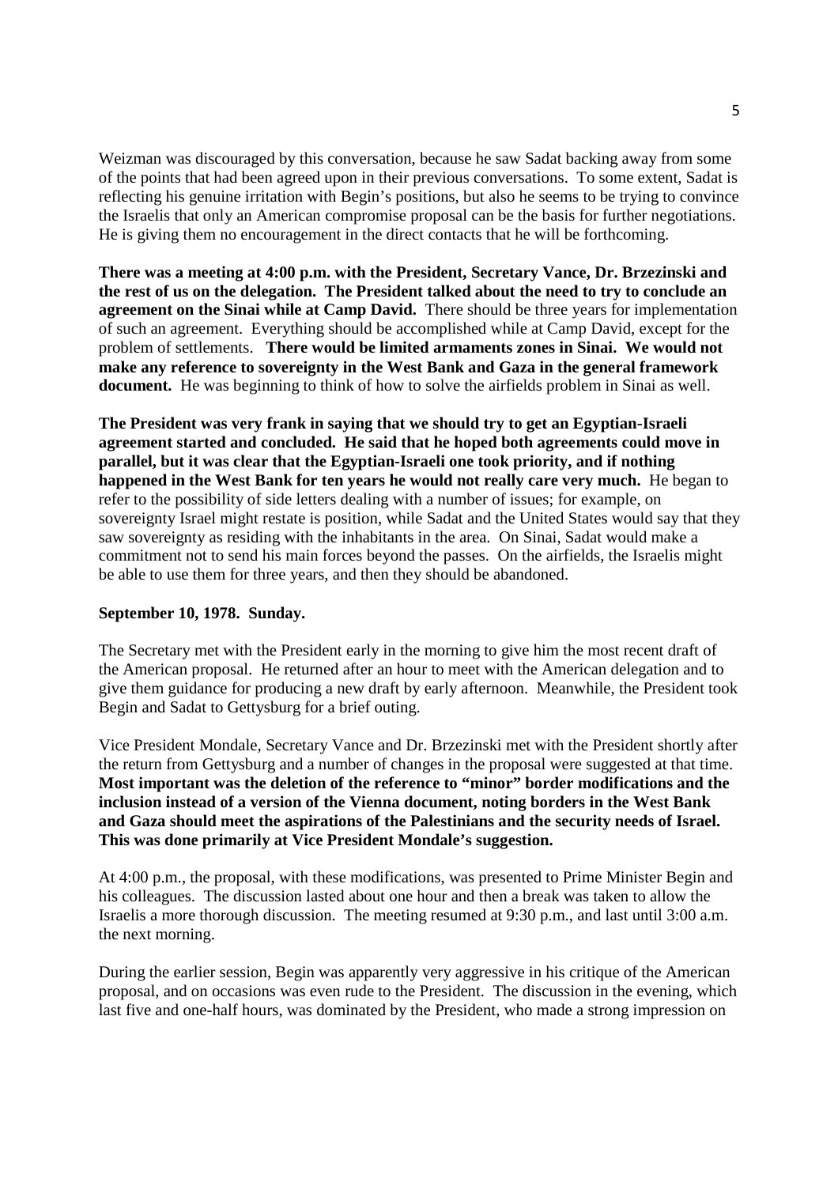Weizman was discouraged by this conversation, because he saw Sadat backing away from some of the points that had been agreed upon in their previous conversations. To some extent, Sadat is reflecting his genuine irritation with Begin's positions, but also he seems to be trying to convince the Israelis that only an American compromise proposal can be the basis for further negotiations. He is giving them no encouragement in the direct contacts that he will be forthcoming.

**There was a meeting at 4:00 p.m. with the President, Secretary Vance, Dr. Brzezinski and the rest of us on the delegation. The President talked about the need to try to conclude an agreement on the Sinai while at Camp David.** There should be three years for implementation of such an agreement. Everything should be accomplished while at Camp David, except for the problem of settlements. **There would be limited armaments zones in Sinai. We would not make any reference to sovereignty in the West Bank and Gaza in the general framework document.** He was beginning to think of how to solve the airfields problem in Sinai as well.

**The President was very frank in saying that we should try to get an Egyptian-Israeli agreement started and concluded. He said that he hoped both agreements could move in parallel, but it was clear that the Egyptian-Israeli one took priority, and if nothing happened in the West Bank for ten years he would not really care very much.** He began to refer to the possibility of side letters dealing with a number of issues; for example, on sovereignty Israel might restate is position, while Sadat and the United States would say that they saw sovereignty as residing with the inhabitants in the area. On Sinai, Sadat would make a commitment not to send his main forces beyond the passes. On the airfields, the Israelis might be able to use them for three years, and then they should be abandoned.

**September 10, 1978. Sunday.**

The Secretary met with the President early in the morning to give him the most recent draft of the American proposal. He returned after an hour to meet with the American delegation and to give them guidance for producing a new draft by early afternoon. Meanwhile, the President took Begin and Sadat to Gettysburg for a brief outing.

Vice President Mondale, Secretary Vance and Dr. Brzezinski met with the President shortly after the return from Gettysburg and a number of changes in the proposal were suggested at that time. **Most important was the deletion of the reference to "minor" border modifications and the inclusion instead of a version of the Vienna document, noting borders in the West Bank and Gaza should meet the aspirations of the Palestinians and the security needs of Israel. This was done primarily at Vice President Mondale's suggestion.**

At 4:00 p.m., the proposal, with these modifications, was presented to Prime Minister Begin and his colleagues. The discussion lasted about one hour and then a break was taken to allow the Israelis a more thorough discussion. The meeting resumed at 9:30 p.m., and last until 3:00 a.m. the next morning.

During the earlier session, Begin was apparently very aggressive in his critique of the American proposal, and on occasions was even rude to the President. The discussion in the evening, which last five and one-half hours, was dominated by the President, who made a strong impression on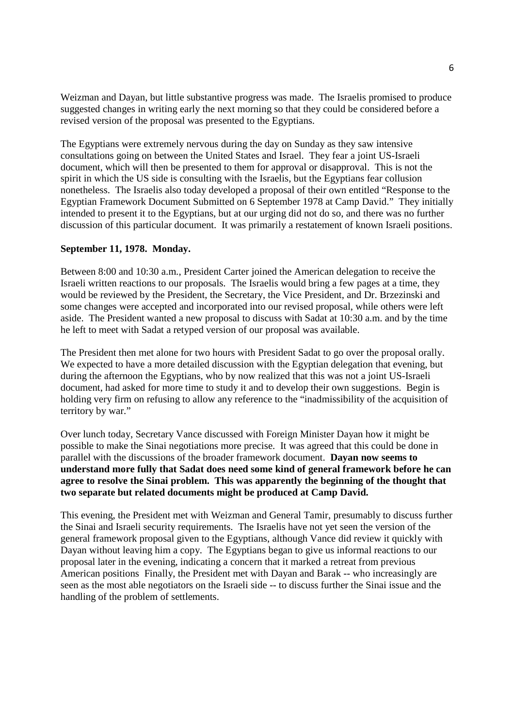Weizman and Dayan, but little substantive progress was made. The Israelis promised to produce suggested changes in writing early the next morning so that they could be considered before a revised version of the proposal was presented to the Egyptians.

The Egyptians were extremely nervous during the day on Sunday as they saw intensive consultations going on between the United States and Israel. They fear a joint US-Israeli document, which will then be presented to them for approval or disapproval. This is not the spirit in which the US side is consulting with the Israelis, but the Egyptians fear collusion nonetheless. The Israelis also today developed a proposal of their own entitled "Response to the Egyptian Framework Document Submitted on 6 September 1978 at Camp David." They initially intended to present it to the Egyptians, but at our urging did not do so, and there was no further discussion of this particular document. It was primarily a restatement of known Israeli positions.

**September 11, 1978. Monday.**

Between 8:00 and 10:30 a.m., President Carter joined the American delegation to receive the Israeli written reactions to our proposals. The Israelis would bring a few pages at a time, they would be reviewed by the President, the Secretary, the Vice President, and Dr. Brzezinski and some changes were accepted and incorporated into our revised proposal, while others were left aside. The President wanted a new proposal to discuss with Sadat at 10:30 a.m. and by the time he left to meet with Sadat a retyped version of our proposal was available.

The President then met alone for two hours with President Sadat to go over the proposal orally. We expected to have a more detailed discussion with the Egyptian delegation that evening, but during the afternoon the Egyptians, who by now realized that this was not a joint US-Israeli document, had asked for more time to study it and to develop their own suggestions. Begin is holding very firm on refusing to allow any reference to the "inadmissibility of the acquisition of territory by war."

Over lunch today, Secretary Vance discussed with Foreign Minister Dayan how it might be possible to make the Sinai negotiations more precise. It was agreed that this could be done in parallel with the discussions of the broader framework document. **Dayan now seems to understand more fully that Sadat does need some kind of general framework before he can agree to resolve the Sinai problem. This was apparently the beginning of the thought that two separate but related documents might be produced at Camp David.**

This evening, the President met with Weizman and General Tamir, presumably to discuss further the Sinai and Israeli security requirements. The Israelis have not yet seen the version of the general framework proposal given to the Egyptians, although Vance did review it quickly with Dayan without leaving him a copy. The Egyptians began to give us informal reactions to our proposal later in the evening, indicating a concern that it marked a retreat from previous American positions Finally, the President met with Dayan and Barak -- who increasingly are seen as the most able negotiators on the Israeli side -- to discuss further the Sinai issue and the handling of the problem of settlements.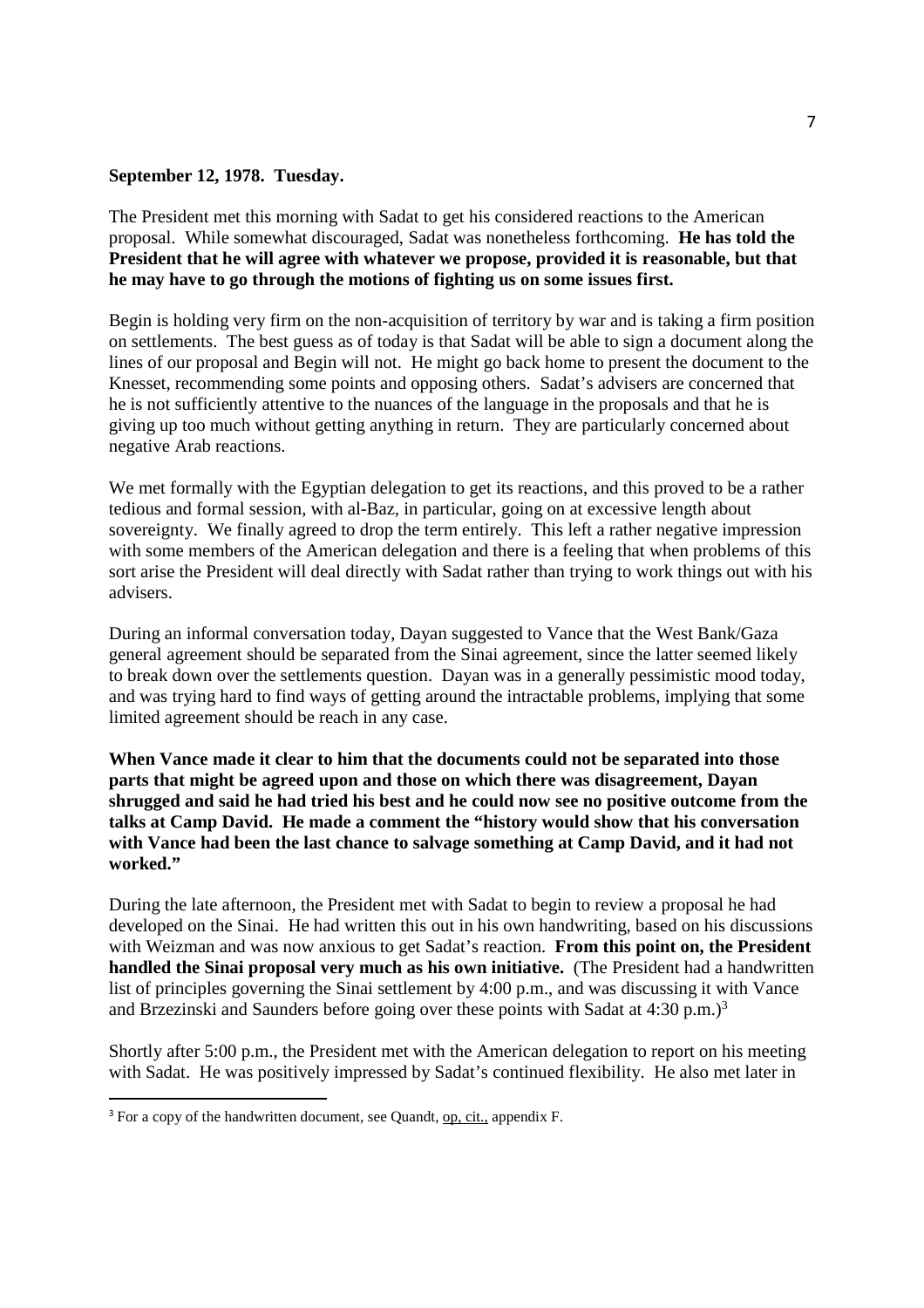**September 12, 1978. Tuesday.**

The President met this morning with Sadat to get his considered reactions to the American proposal. While somewhat discouraged, Sadat was nonetheless forthcoming. **He has told the President that he will agree with whatever we propose, provided it is reasonable, but that he may have to go through the motions of fighting us on some issues first.**

Begin is holding very firm on the non-acquisition of territory by war and is taking a firm position on settlements. The best guess as of today is that Sadat will be able to sign a document along the lines of our proposal and Begin will not. He might go back home to present the document to the Knesset, recommending some points and opposing others. Sadat's advisers are concerned that he is not sufficiently attentive to the nuances of the language in the proposals and that he is giving up too much without getting anything in return. They are particularly concerned about negative Arab reactions.

We met formally with the Egyptian delegation to get its reactions, and this proved to be a rather tedious and formal session, with al-Baz, in particular, going on at excessive length about sovereignty. We finally agreed to drop the term entirely. This left a rather negative impression with some members of the American delegation and there is a feeling that when problems of this sort arise the President will deal directly with Sadat rather than trying to work things out with his advisers.

During an informal conversation today, Dayan suggested to Vance that the West Bank/Gaza general agreement should be separated from the Sinai agreement, since the latter seemed likely to break down over the settlements question. Dayan was in a generally pessimistic mood today, and was trying hard to find ways of getting around the intractable problems, implying that some limited agreement should be reach in any case.

**When Vance made it clear to him that the documents could not be separated into those parts that might be agreed upon and those on which there was disagreement, Dayan shrugged and said he had tried his best and he could now see no positive outcome from the talks at Camp David. He made a comment the "history would show that his conversation with Vance had been the last chance to salvage something at Camp David, and it had not worked."**

During the late afternoon, the President met with Sadat to begin to review a proposal he had developed on the Sinai. He had written this out in his own handwriting, based on his discussions with Weizman and was now anxious to get Sadat's reaction. **From this point on, the President handled the Sinai proposal very much as his own initiative.** (The President had a handwritten list of principles governing the Sinai settlement by 4:00 p.m., and was discussing it with Vance and Brzezinski and Saunders before going over these points with Sadat at 4:30 p.m.)[3]

Shortly after 5:00 p.m., the President met with the American delegation to report on his meeting with Sadat. He was positively impressed by Sadat's continued flexibility. He also met later in

[3] For a copy of the handwritten document, see Quandt, op, cit., appendix F.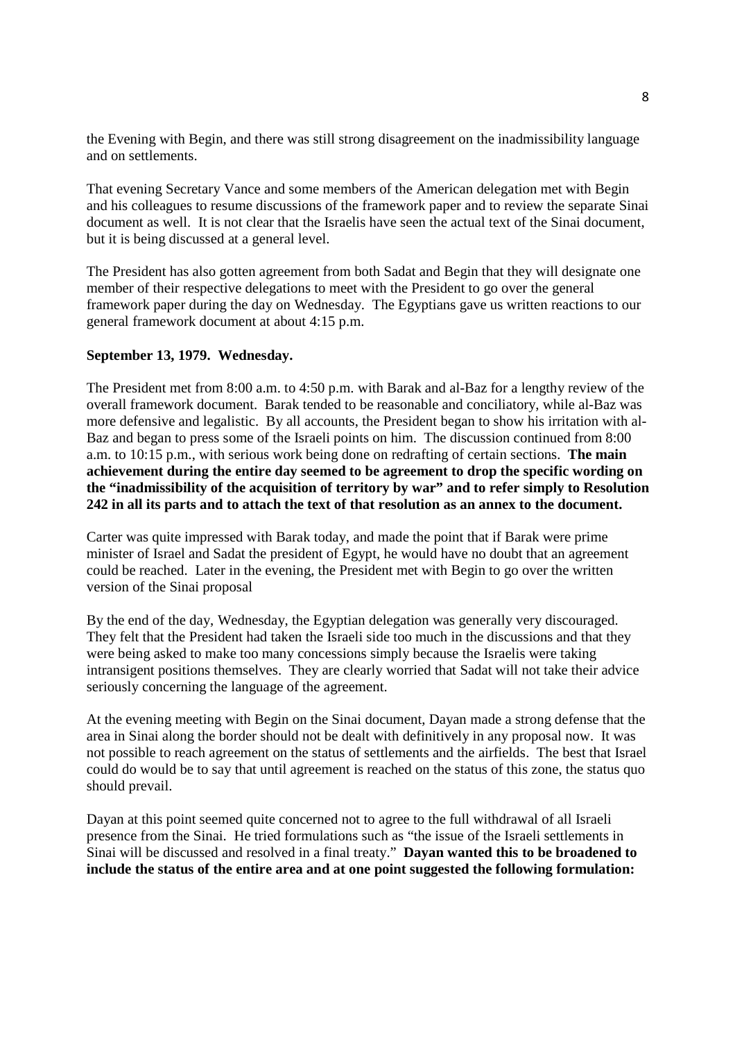the Evening with Begin, and there was still strong disagreement on the inadmissibility language and on settlements.

That evening Secretary Vance and some members of the American delegation met with Begin and his colleagues to resume discussions of the framework paper and to review the separate Sinai document as well. It is not clear that the Israelis have seen the actual text of the Sinai document, but it is being discussed at a general level.

The President has also gotten agreement from both Sadat and Begin that they will designate one member of their respective delegations to meet with the President to go over the general framework paper during the day on Wednesday. The Egyptians gave us written reactions to our general framework document at about 4:15 p.m.

**September 13, 1979. Wednesday.**

The President met from 8:00 a.m. to 4:50 p.m. with Barak and al-Baz for a lengthy review of the overall framework document. Barak tended to be reasonable and conciliatory, while al-Baz was more defensive and legalistic. By all accounts, the President began to show his irritation with al-Baz and began to press some of the Israeli points on him. The discussion continued from 8:00 a.m. to 10:15 p.m., with serious work being done on redrafting of certain sections. **The main achievement during the entire day seemed to be agreement to drop the specific wording on the "inadmissibility of the acquisition of territory by war" and to refer simply to Resolution 242 in all its parts and to attach the text of that resolution as an annex to the document.**

Carter was quite impressed with Barak today, and made the point that if Barak were prime minister of Israel and Sadat the president of Egypt, he would have no doubt that an agreement could be reached. Later in the evening, the President met with Begin to go over the written version of the Sinai proposal

By the end of the day, Wednesday, the Egyptian delegation was generally very discouraged. They felt that the President had taken the Israeli side too much in the discussions and that they were being asked to make too many concessions simply because the Israelis were taking intransigent positions themselves. They are clearly worried that Sadat will not take their advice seriously concerning the language of the agreement.

At the evening meeting with Begin on the Sinai document, Dayan made a strong defense that the area in Sinai along the border should not be dealt with definitively in any proposal now. It was not possible to reach agreement on the status of settlements and the airfields. The best that Israel could do would be to say that until agreement is reached on the status of this zone, the status quo should prevail.

Dayan at this point seemed quite concerned not to agree to the full withdrawal of all Israeli presence from the Sinai. He tried formulations such as "the issue of the Israeli settlements in Sinai will be discussed and resolved in a final treaty." **Dayan wanted this to be broadened to include the status of the entire area and at one point suggested the following formulation:**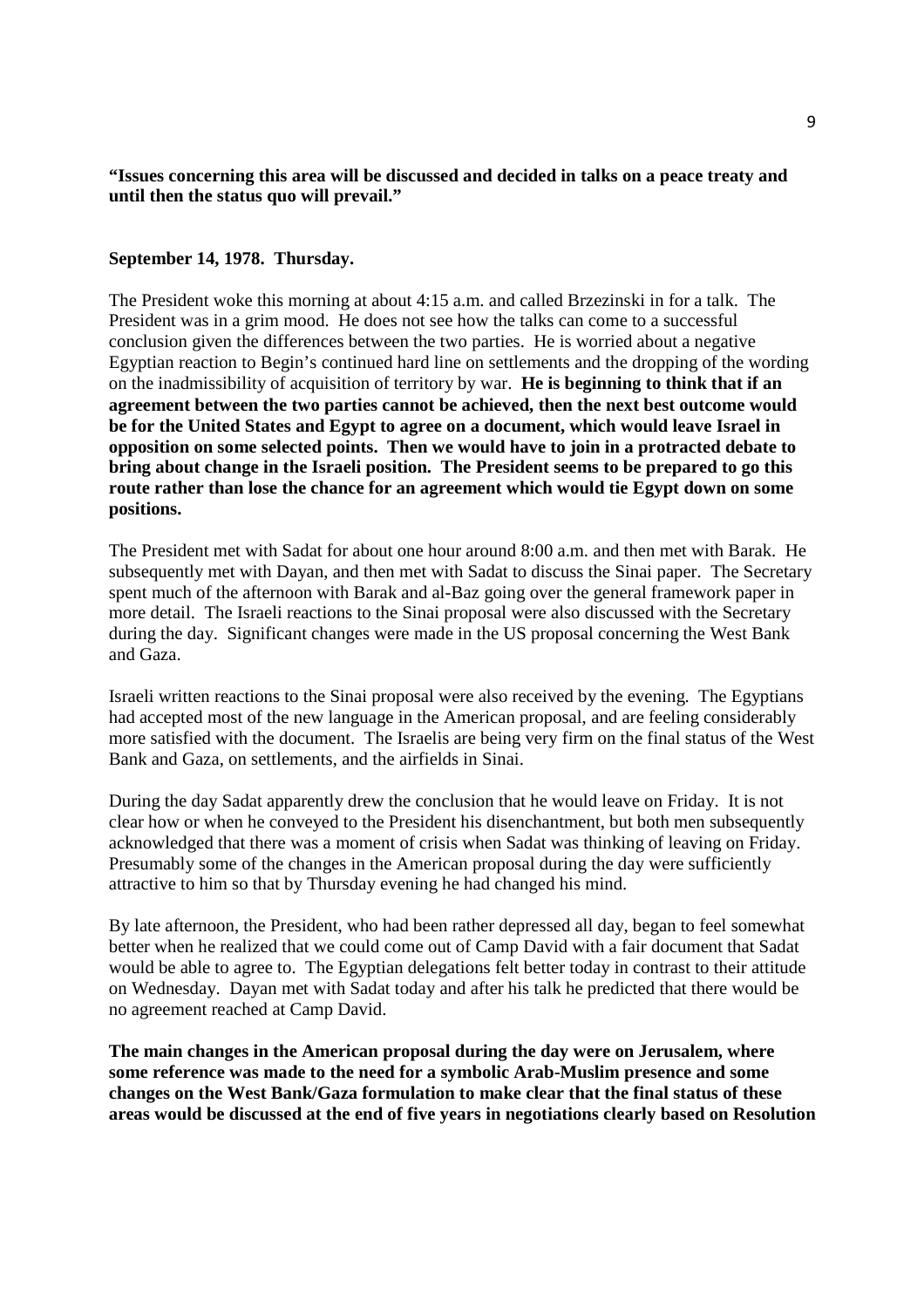**"Issues concerning this area will be discussed and decided in talks on a peace treaty and until then the status quo will prevail."**

**September 14, 1978. Thursday.**

The President woke this morning at about 4:15 a.m. and called Brzezinski in for a talk. The President was in a grim mood. He does not see how the talks can come to a successful conclusion given the differences between the two parties. He is worried about a negative Egyptian reaction to Begin's continued hard line on settlements and the dropping of the wording on the inadmissibility of acquisition of territory by war. **He is beginning to think that if an agreement between the two parties cannot be achieved, then the next best outcome would be for the United States and Egypt to agree on a document, which would leave Israel in opposition on some selected points. Then we would have to join in a protracted debate to bring about change in the Israeli position. The President seems to be prepared to go this route rather than lose the chance for an agreement which would tie Egypt down on some positions.**

The President met with Sadat for about one hour around 8:00 a.m. and then met with Barak. He subsequently met with Dayan, and then met with Sadat to discuss the Sinai paper. The Secretary spent much of the afternoon with Barak and al-Baz going over the general framework paper in more detail. The Israeli reactions to the Sinai proposal were also discussed with the Secretary during the day. Significant changes were made in the US proposal concerning the West Bank and Gaza.

Israeli written reactions to the Sinai proposal were also received by the evening. The Egyptians had accepted most of the new language in the American proposal, and are feeling considerably more satisfied with the document. The Israelis are being very firm on the final status of the West Bank and Gaza, on settlements, and the airfields in Sinai.

During the day Sadat apparently drew the conclusion that he would leave on Friday. It is not clear how or when he conveyed to the President his disenchantment, but both men subsequently acknowledged that there was a moment of crisis when Sadat was thinking of leaving on Friday. Presumably some of the changes in the American proposal during the day were sufficiently attractive to him so that by Thursday evening he had changed his mind.

By late afternoon, the President, who had been rather depressed all day, began to feel somewhat better when he realized that we could come out of Camp David with a fair document that Sadat would be able to agree to. The Egyptian delegations felt better today in contrast to their attitude on Wednesday. Dayan met with Sadat today and after his talk he predicted that there would be no agreement reached at Camp David.

**The main changes in the American proposal during the day were on Jerusalem, where some reference was made to the need for a symbolic Arab-Muslim presence and some changes on the West Bank/Gaza formulation to make clear that the final status of these areas would be discussed at the end of five years in negotiations clearly based on Resolution**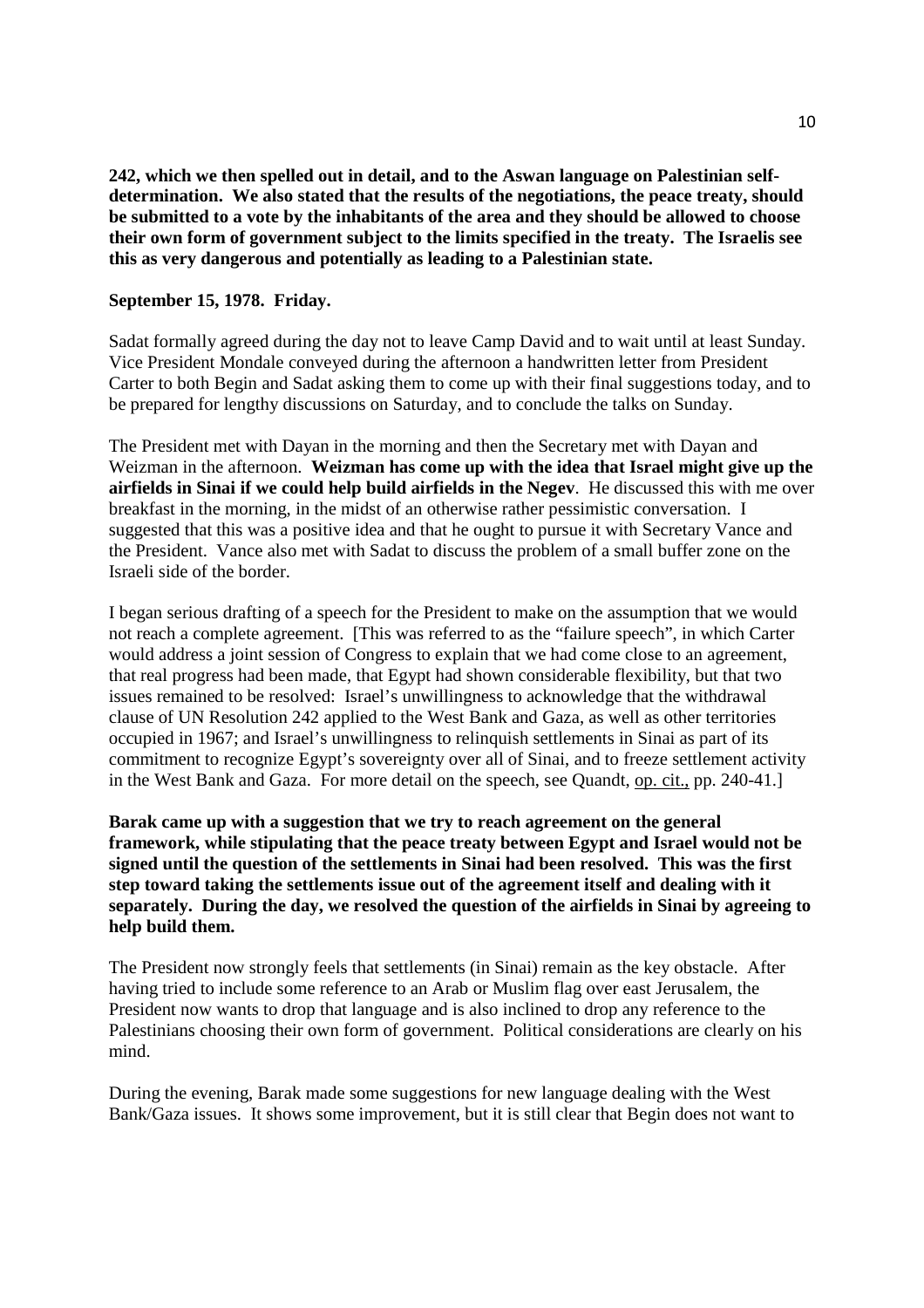**242, which we then spelled out in detail, and to the Aswan language on Palestinian self-determination. We also stated that the results of the negotiations, the peace treaty, should be submitted to a vote by the inhabitants of the area and they should be allowed to choose their own form of government subject to the limits specified in the treaty. The Israelis see this as very dangerous and potentially as leading to a Palestinian state.**

**September 15, 1978. Friday.**

Sadat formally agreed during the day not to leave Camp David and to wait until at least Sunday. Vice President Mondale conveyed during the afternoon a handwritten letter from President Carter to both Begin and Sadat asking them to come up with their final suggestions today, and to be prepared for lengthy discussions on Saturday, and to conclude the talks on Sunday.

The President met with Dayan in the morning and then the Secretary met with Dayan and Weizman in the afternoon. **Weizman has come up with the idea that Israel might give up the airfields in Sinai if we could help build airfields in the Negev**. He discussed this with me over breakfast in the morning, in the midst of an otherwise rather pessimistic conversation. I suggested that this was a positive idea and that he ought to pursue it with Secretary Vance and the President. Vance also met with Sadat to discuss the problem of a small buffer zone on the Israeli side of the border.

I began serious drafting of a speech for the President to make on the assumption that we would not reach a complete agreement. [This was referred to as the "failure speech", in which Carter would address a joint session of Congress to explain that we had come close to an agreement, that real progress had been made, that Egypt had shown considerable flexibility, but that two issues remained to be resolved: Israel's unwillingness to acknowledge that the withdrawal clause of UN Resolution 242 applied to the West Bank and Gaza, as well as other territories occupied in 1967; and Israel's unwillingness to relinquish settlements in Sinai as part of its commitment to recognize Egypt's sovereignty over all of Sinai, and to freeze settlement activity in the West Bank and Gaza. For more detail on the speech, see Quandt, op. cit., pp. 240-41.]

**Barak came up with a suggestion that we try to reach agreement on the general framework, while stipulating that the peace treaty between Egypt and Israel would not be signed until the question of the settlements in Sinai had been resolved. This was the first step toward taking the settlements issue out of the agreement itself and dealing with it separately. During the day, we resolved the question of the airfields in Sinai by agreeing to help build them.**

The President now strongly feels that settlements (in Sinai) remain as the key obstacle. After having tried to include some reference to an Arab or Muslim flag over east Jerusalem, the President now wants to drop that language and is also inclined to drop any reference to the Palestinians choosing their own form of government. Political considerations are clearly on his mind.

During the evening, Barak made some suggestions for new language dealing with the West Bank/Gaza issues. It shows some improvement, but it is still clear that Begin does not want to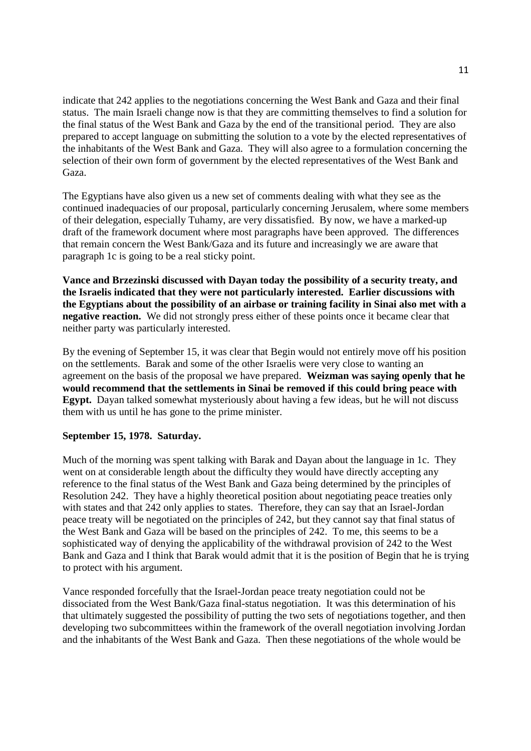indicate that 242 applies to the negotiations concerning the West Bank and Gaza and their final status. The main Israeli change now is that they are committing themselves to find a solution for the final status of the West Bank and Gaza by the end of the transitional period. They are also prepared to accept language on submitting the solution to a vote by the elected representatives of the inhabitants of the West Bank and Gaza. They will also agree to a formulation concerning the selection of their own form of government by the elected representatives of the West Bank and Gaza.

The Egyptians have also given us a new set of comments dealing with what they see as the continued inadequacies of our proposal, particularly concerning Jerusalem, where some members of their delegation, especially Tuhamy, are very dissatisfied. By now, we have a marked-up draft of the framework document where most paragraphs have been approved. The differences that remain concern the West Bank/Gaza and its future and increasingly we are aware that paragraph 1c is going to be a real sticky point.

**Vance and Brzezinski discussed with Dayan today the possibility of a security treaty, and the Israelis indicated that they were not particularly interested. Earlier discussions with the Egyptians about the possibility of an airbase or training facility in Sinai also met with a negative reaction.** We did not strongly press either of these points once it became clear that neither party was particularly interested.

By the evening of September 15, it was clear that Begin would not entirely move off his position on the settlements. Barak and some of the other Israelis were very close to wanting an agreement on the basis of the proposal we have prepared. **Weizman was saying openly that he would recommend that the settlements in Sinai be removed if this could bring peace with Egypt.** Dayan talked somewhat mysteriously about having a few ideas, but he will not discuss them with us until he has gone to the prime minister.

**September 15, 1978. Saturday.**

Much of the morning was spent talking with Barak and Dayan about the language in 1c. They went on at considerable length about the difficulty they would have directly accepting any reference to the final status of the West Bank and Gaza being determined by the principles of Resolution 242. They have a highly theoretical position about negotiating peace treaties only with states and that 242 only applies to states. Therefore, they can say that an Israel-Jordan peace treaty will be negotiated on the principles of 242, but they cannot say that final status of the West Bank and Gaza will be based on the principles of 242. To me, this seems to be a sophisticated way of denying the applicability of the withdrawal provision of 242 to the West Bank and Gaza and I think that Barak would admit that it is the position of Begin that he is trying to protect with his argument.

Vance responded forcefully that the Israel-Jordan peace treaty negotiation could not be dissociated from the West Bank/Gaza final-status negotiation. It was this determination of his that ultimately suggested the possibility of putting the two sets of negotiations together, and then developing two subcommittees within the framework of the overall negotiation involving Jordan and the inhabitants of the West Bank and Gaza. Then these negotiations of the whole would be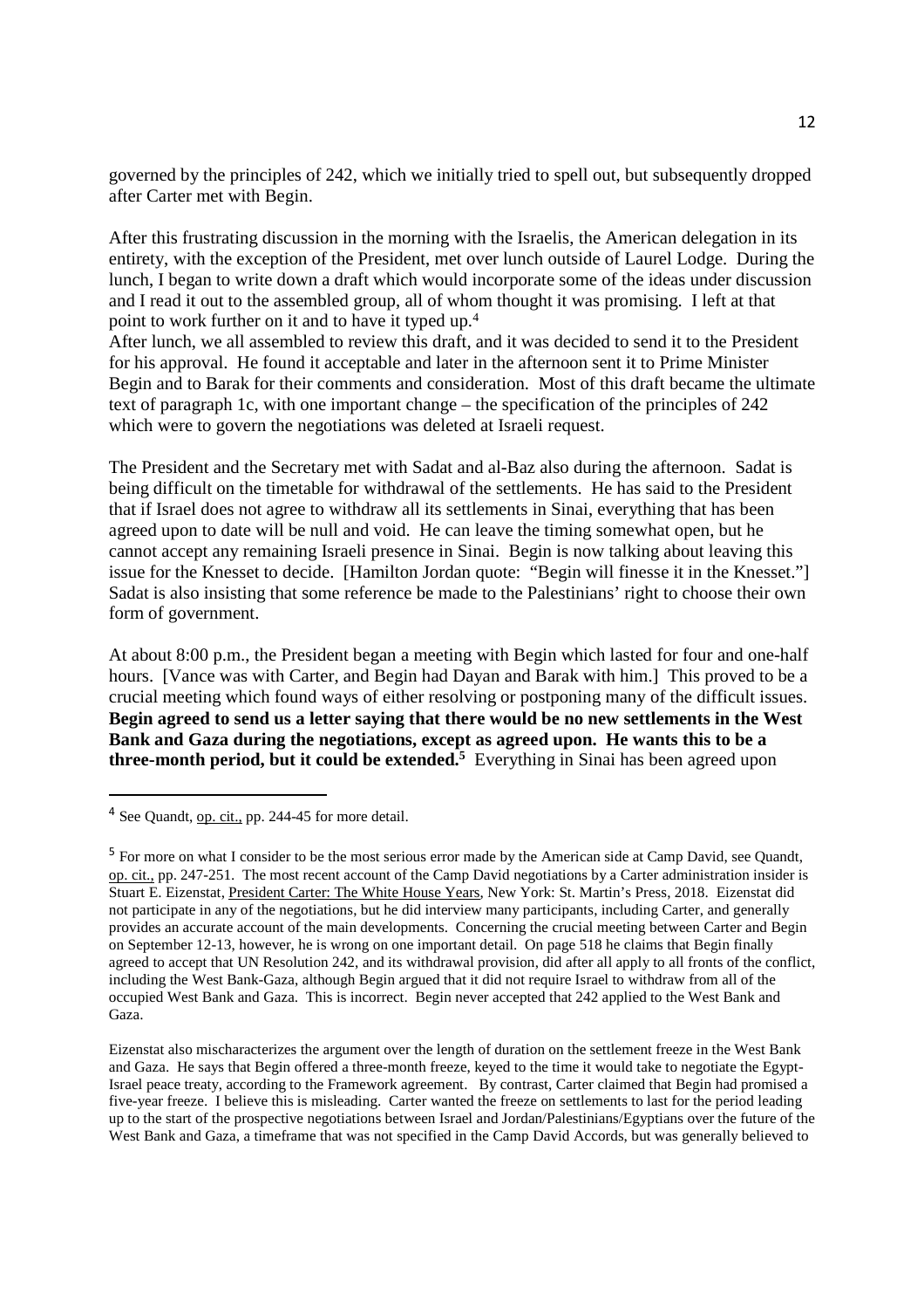governed by the principles of 242, which we initially tried to spell out, but subsequently dropped after Carter met with Begin.

After this frustrating discussion in the morning with the Israelis, the American delegation in its entirety, with the exception of the President, met over lunch outside of Laurel Lodge. During the lunch, I began to write down a draft which would incorporate some of the ideas under discussion and I read it out to the assembled group, all of whom thought it was promising. I left at that point to work further on it and to have it typed up.[4]

After lunch, we all assembled to review this draft, and it was decided to send it to the President for his approval. He found it acceptable and later in the afternoon sent it to Prime Minister Begin and to Barak for their comments and consideration. Most of this draft became the ultimate text of paragraph 1c, with one important change – the specification of the principles of 242 which were to govern the negotiations was deleted at Israeli request.

The President and the Secretary met with Sadat and al-Baz also during the afternoon. Sadat is being difficult on the timetable for withdrawal of the settlements. He has said to the President that if Israel does not agree to withdraw all its settlements in Sinai, everything that has been agreed upon to date will be null and void. He can leave the timing somewhat open, but he cannot accept any remaining Israeli presence in Sinai. Begin is now talking about leaving this issue for the Knesset to decide. [Hamilton Jordan quote: "Begin will finesse it in the Knesset."] Sadat is also insisting that some reference be made to the Palestinians' right to choose their own form of government.

At about 8:00 p.m., the President began a meeting with Begin which lasted for four and one-half hours. [Vance was with Carter, and Begin had Dayan and Barak with him.] This proved to be a crucial meeting which found ways of either resolving or postponing many of the difficult issues. **Begin agreed to send us a letter saying that there would be no new settlements in the West Bank and Gaza during the negotiations, except as agreed upon. He wants this to be a three-month period, but it could be extended.**[5] Everything in Sinai has been agreed upon

---

[4] See Quandt, op. cit., pp. 244-45 for more detail.

[5] For more on what I consider to be the most serious error made by the American side at Camp David, see Quandt, op. cit., pp. 247-251. The most recent account of the Camp David negotiations by a Carter administration insider is Stuart E. Eizenstat, President Carter: The White House Years, New York: St. Martin's Press, 2018. Eizenstat did not participate in any of the negotiations, but he did interview many participants, including Carter, and generally provides an accurate account of the main developments. Concerning the crucial meeting between Carter and Begin on September 12-13, however, he is wrong on one important detail. On page 518 he claims that Begin finally agreed to accept that UN Resolution 242, and its withdrawal provision, did after all apply to all fronts of the conflict, including the West Bank-Gaza, although Begin argued that it did not require Israel to withdraw from all of the occupied West Bank and Gaza. This is incorrect. Begin never accepted that 242 applied to the West Bank and Gaza.

Eizenstat also mischaracterizes the argument over the length of duration on the settlement freeze in the West Bank and Gaza. He says that Begin offered a three-month freeze, keyed to the time it would take to negotiate the Egypt-Israel peace treaty, according to the Framework agreement. By contrast, Carter claimed that Begin had promised a five-year freeze. I believe this is misleading. Carter wanted the freeze on settlements to last for the period leading up to the start of the prospective negotiations between Israel and Jordan/Palestinians/Egyptians over the future of the West Bank and Gaza, a timeframe that was not specified in the Camp David Accords, but was generally believed to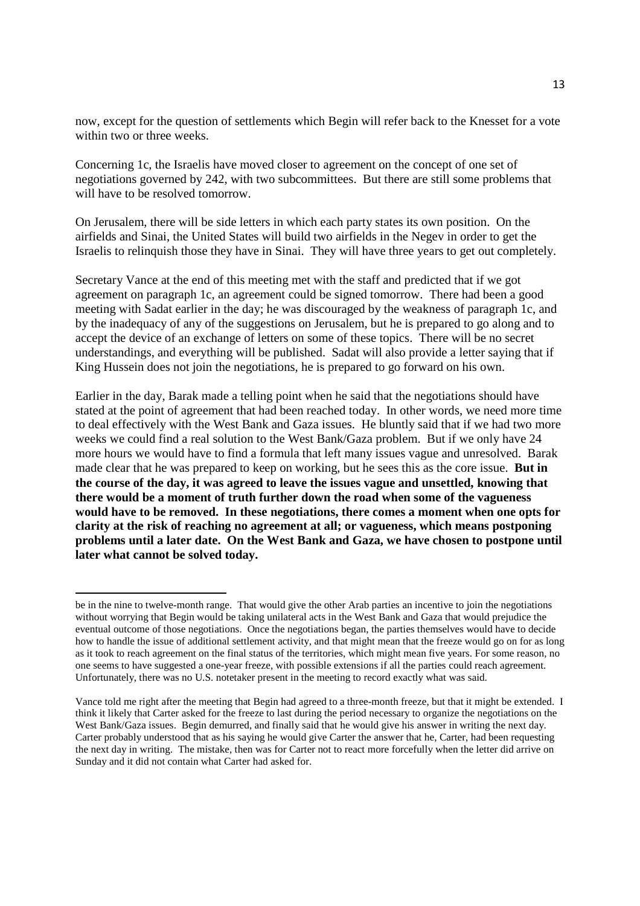now, except for the question of settlements which Begin will refer back to the Knesset for a vote within two or three weeks.

Concerning 1c, the Israelis have moved closer to agreement on the concept of one set of negotiations governed by 242, with two subcommittees. But there are still some problems that will have to be resolved tomorrow.

On Jerusalem, there will be side letters in which each party states its own position. On the airfields and Sinai, the United States will build two airfields in the Negev in order to get the Israelis to relinquish those they have in Sinai. They will have three years to get out completely.

Secretary Vance at the end of this meeting met with the staff and predicted that if we got agreement on paragraph 1c, an agreement could be signed tomorrow. There had been a good meeting with Sadat earlier in the day; he was discouraged by the weakness of paragraph 1c, and by the inadequacy of any of the suggestions on Jerusalem, but he is prepared to go along and to accept the device of an exchange of letters on some of these topics. There will be no secret understandings, and everything will be published. Sadat will also provide a letter saying that if King Hussein does not join the negotiations, he is prepared to go forward on his own.

Earlier in the day, Barak made a telling point when he said that the negotiations should have stated at the point of agreement that had been reached today. In other words, we need more time to deal effectively with the West Bank and Gaza issues. He bluntly said that if we had two more weeks we could find a real solution to the West Bank/Gaza problem. But if we only have 24 more hours we would have to find a formula that left many issues vague and unresolved. Barak made clear that he was prepared to keep on working, but he sees this as the core issue. **But in the course of the day, it was agreed to leave the issues vague and unsettled, knowing that there would be a moment of truth further down the road when some of the vagueness would have to be removed. In these negotiations, there comes a moment when one opts for clarity at the risk of reaching no agreement at all; or vagueness, which means postponing problems until a later date. On the West Bank and Gaza, we have chosen to postpone until later what cannot be solved today.**

---

be in the nine to twelve-month range. That would give the other Arab parties an incentive to join the negotiations without worrying that Begin would be taking unilateral acts in the West Bank and Gaza that would prejudice the eventual outcome of those negotiations. Once the negotiations began, the parties themselves would have to decide how to handle the issue of additional settlement activity, and that might mean that the freeze would go on for as long as it took to reach agreement on the final status of the territories, which might mean five years. For some reason, no one seems to have suggested a one-year freeze, with possible extensions if all the parties could reach agreement. Unfortunately, there was no U.S. notetaker present in the meeting to record exactly what was said.

Vance told me right after the meeting that Begin had agreed to a three-month freeze, but that it might be extended. I think it likely that Carter asked for the freeze to last during the period necessary to organize the negotiations on the West Bank/Gaza issues. Begin demurred, and finally said that he would give his answer in writing the next day. Carter probably understood that as his saying he would give Carter the answer that he, Carter, had been requesting the next day in writing. The mistake, then was for Carter not to react more forcefully when the letter did arrive on Sunday and it did not contain what Carter had asked for.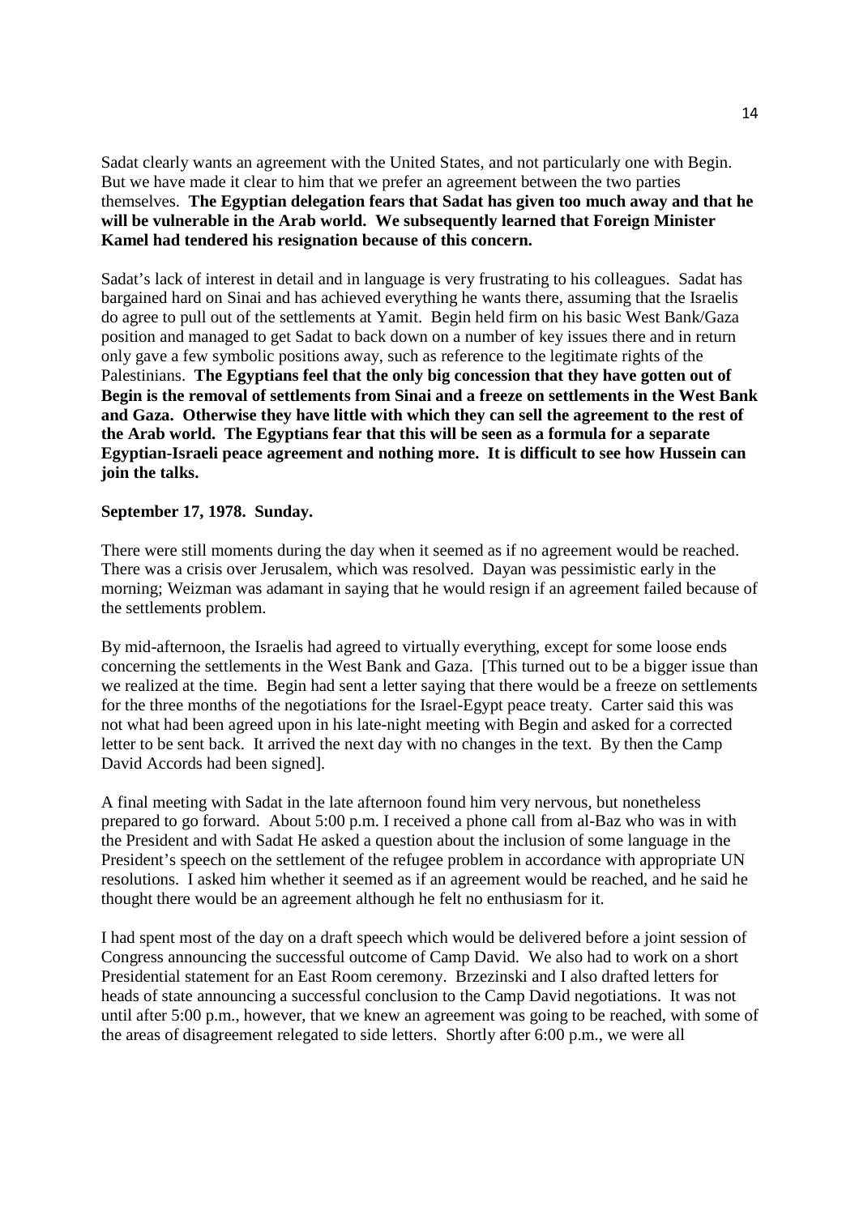Sadat clearly wants an agreement with the United States, and not particularly one with Begin. But we have made it clear to him that we prefer an agreement between the two parties themselves. **The Egyptian delegation fears that Sadat has given too much away and that he will be vulnerable in the Arab world. We subsequently learned that Foreign Minister Kamel had tendered his resignation because of this concern.**

Sadat's lack of interest in detail and in language is very frustrating to his colleagues. Sadat has bargained hard on Sinai and has achieved everything he wants there, assuming that the Israelis do agree to pull out of the settlements at Yamit. Begin held firm on his basic West Bank/Gaza position and managed to get Sadat to back down on a number of key issues there and in return only gave a few symbolic positions away, such as reference to the legitimate rights of the Palestinians. **The Egyptians feel that the only big concession that they have gotten out of Begin is the removal of settlements from Sinai and a freeze on settlements in the West Bank and Gaza. Otherwise they have little with which they can sell the agreement to the rest of the Arab world. The Egyptians fear that this will be seen as a formula for a separate Egyptian-Israeli peace agreement and nothing more. It is difficult to see how Hussein can join the talks.**

**September 17, 1978. Sunday.**

There were still moments during the day when it seemed as if no agreement would be reached. There was a crisis over Jerusalem, which was resolved. Dayan was pessimistic early in the morning; Weizman was adamant in saying that he would resign if an agreement failed because of the settlements problem.

By mid-afternoon, the Israelis had agreed to virtually everything, except for some loose ends concerning the settlements in the West Bank and Gaza. [This turned out to be a bigger issue than we realized at the time. Begin had sent a letter saying that there would be a freeze on settlements for the three months of the negotiations for the Israel-Egypt peace treaty. Carter said this was not what had been agreed upon in his late-night meeting with Begin and asked for a corrected letter to be sent back. It arrived the next day with no changes in the text. By then the Camp David Accords had been signed].

A final meeting with Sadat in the late afternoon found him very nervous, but nonetheless prepared to go forward. About 5:00 p.m. I received a phone call from al-Baz who was in with the President and with Sadat He asked a question about the inclusion of some language in the President's speech on the settlement of the refugee problem in accordance with appropriate UN resolutions. I asked him whether it seemed as if an agreement would be reached, and he said he thought there would be an agreement although he felt no enthusiasm for it.

I had spent most of the day on a draft speech which would be delivered before a joint session of Congress announcing the successful outcome of Camp David. We also had to work on a short Presidential statement for an East Room ceremony. Brzezinski and I also drafted letters for heads of state announcing a successful conclusion to the Camp David negotiations. It was not until after 5:00 p.m., however, that we knew an agreement was going to be reached, with some of the areas of disagreement relegated to side letters. Shortly after 6:00 p.m., we were all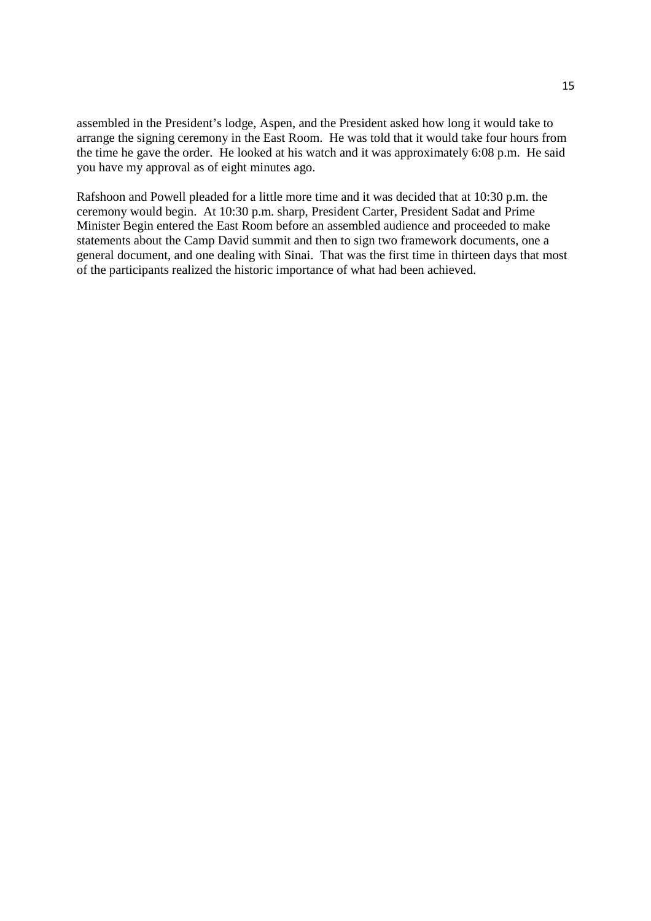assembled in the President's lodge, Aspen, and the President asked how long it would take to arrange the signing ceremony in the East Room. He was told that it would take four hours from the time he gave the order. He looked at his watch and it was approximately 6:08 p.m. He said you have my approval as of eight minutes ago.

Rafshoon and Powell pleaded for a little more time and it was decided that at 10:30 p.m. the ceremony would begin. At 10:30 p.m. sharp, President Carter, President Sadat and Prime Minister Begin entered the East Room before an assembled audience and proceeded to make statements about the Camp David summit and then to sign two framework documents, one a general document, and one dealing with Sinai. That was the first time in thirteen days that most of the participants realized the historic importance of what had been achieved.